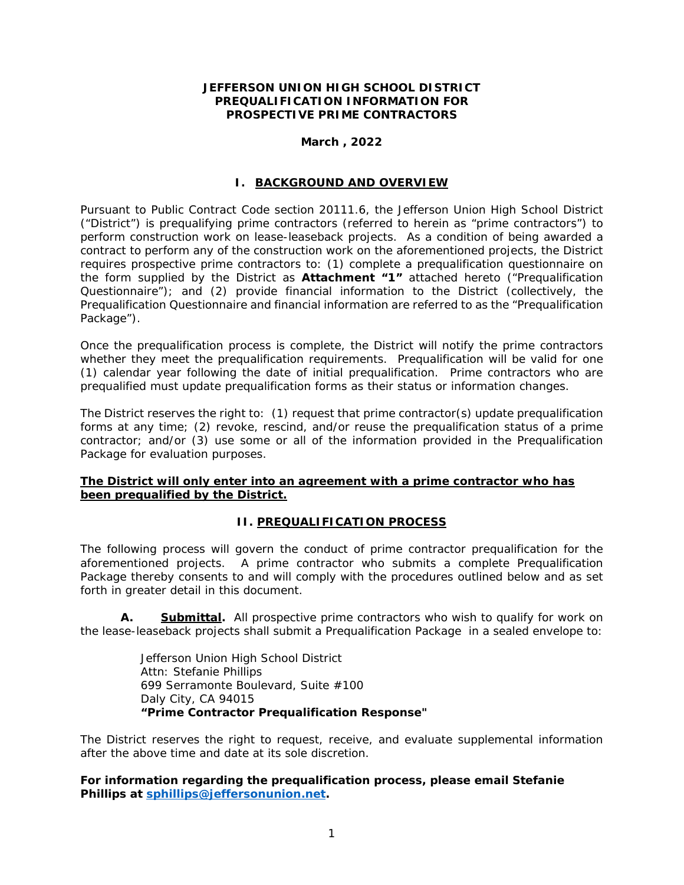**JEFFERSON UNION HIGH SCHOOL DISTRICT**
**PREQUALIFICATION INFORMATION FOR**
**PROSPECTIVE PRIME CONTRACTORS**

**March , 2022**

## I. BACKGROUND AND OVERVIEW

Pursuant to Public Contract Code section 20111.6, the Jefferson Union High School District ("District") is prequalifying prime contractors (referred to herein as "prime contractors") to perform construction work on lease-leaseback projects. As a condition of being awarded a contract to perform any of the construction work on the aforementioned projects, the District requires prospective prime contractors to: (1) complete a prequalification questionnaire on the form supplied by the District as **Attachment "1"** attached hereto ("Prequalification Questionnaire"); and (2) provide financial information to the District (collectively, the Prequalification Questionnaire and financial information are referred to as the "Prequalification Package").

Once the prequalification process is complete, the District will notify the prime contractors whether they meet the prequalification requirements. Prequalification will be valid for one (1) calendar year following the date of initial prequalification. Prime contractors who are prequalified must update prequalification forms as their status or information changes.

The District reserves the right to: (1) request that prime contractor(s) update prequalification forms at any time; (2) revoke, rescind, and/or reuse the prequalification status of a prime contractor; and/or (3) use some or all of the information provided in the Prequalification Package for evaluation purposes.

**The District will only enter into an agreement with a prime contractor who has been prequalified by the District.**

## II. PREQUALIFICATION PROCESS

The following process will govern the conduct of prime contractor prequalification for the aforementioned projects. A prime contractor who submits a complete Prequalification Package thereby consents to and will comply with the procedures outlined below and as set forth in greater detail in this document.

**A. Submittal.** All prospective prime contractors who wish to qualify for work on the lease-leaseback projects shall submit a Prequalification Package in a sealed envelope to:

Jefferson Union High School District
Attn: Stefanie Phillips
699 Serramonte Boulevard, Suite #100
Daly City, CA 94015
**"Prime Contractor Prequalification Response"**

The District reserves the right to request, receive, and evaluate supplemental information after the above time and date at its sole discretion.

**For information regarding the prequalification process, please email Stefanie Phillips at sphillips@jeffersonunion.net.**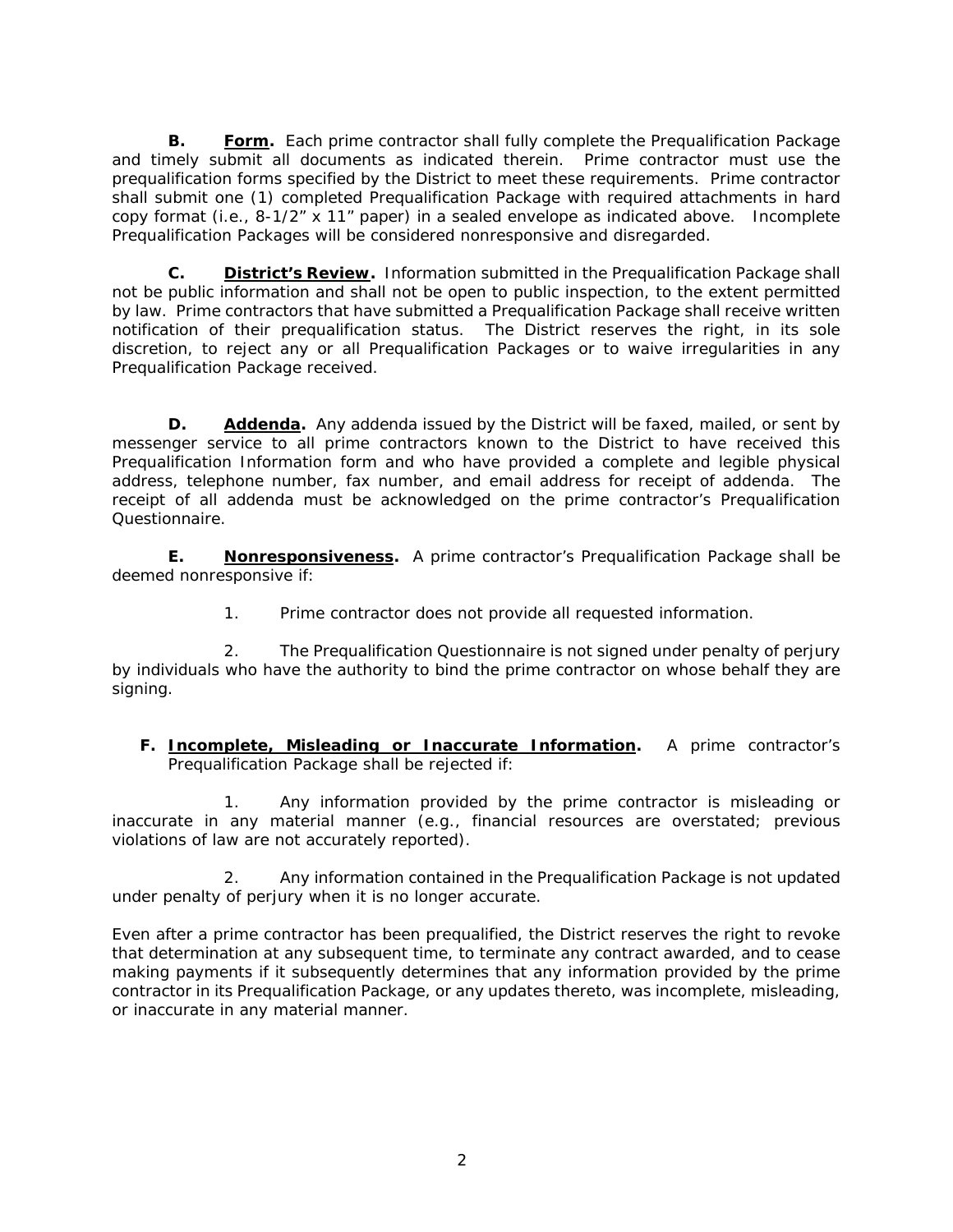**B.** **<u>Form</u>.** Each prime contractor shall fully complete the Prequalification Package and timely submit all documents as indicated therein. Prime contractor must use the prequalification forms specified by the District to meet these requirements. Prime contractor shall submit one (1) completed Prequalification Package with required attachments in hard copy format (i.e., 8-1/2" x 11" paper) in a sealed envelope as indicated above. Incomplete Prequalification Packages will be considered nonresponsive and disregarded.

**C.** **<u>District's Review</u>.** Information submitted in the Prequalification Package shall not be public information and shall not be open to public inspection, to the extent permitted by law. Prime contractors that have submitted a Prequalification Package shall receive written notification of their prequalification status. The District reserves the right, in its sole discretion, to reject any or all Prequalification Packages or to waive irregularities in any Prequalification Package received.

**D.** **<u>Addenda</u>.** Any addenda issued by the District will be faxed, mailed, or sent by messenger service to all prime contractors known to the District to have received this Prequalification Information form and who have provided a complete and legible physical address, telephone number, fax number, and email address for receipt of addenda. The receipt of all addenda must be acknowledged on the prime contractor's Prequalification Questionnaire.

**E.** **<u>Nonresponsiveness</u>.** A prime contractor's Prequalification Package shall be deemed nonresponsive if:

1. Prime contractor does not provide all requested information.

2. The Prequalification Questionnaire is not signed under penalty of perjury by individuals who have the authority to bind the prime contractor on whose behalf they are signing.

**F.** **<u>Incomplete, Misleading or Inaccurate Information</u>.** A prime contractor's Prequalification Package shall be rejected if:

1. Any information provided by the prime contractor is misleading or inaccurate in any material manner (e.g., financial resources are overstated; previous violations of law are not accurately reported).

2. Any information contained in the Prequalification Package is not updated under penalty of perjury when it is no longer accurate.

Even after a prime contractor has been prequalified, the District reserves the right to revoke that determination at any subsequent time, to terminate any contract awarded, and to cease making payments if it subsequently determines that any information provided by the prime contractor in its Prequalification Package, or any updates thereto, was incomplete, misleading, or inaccurate in any material manner.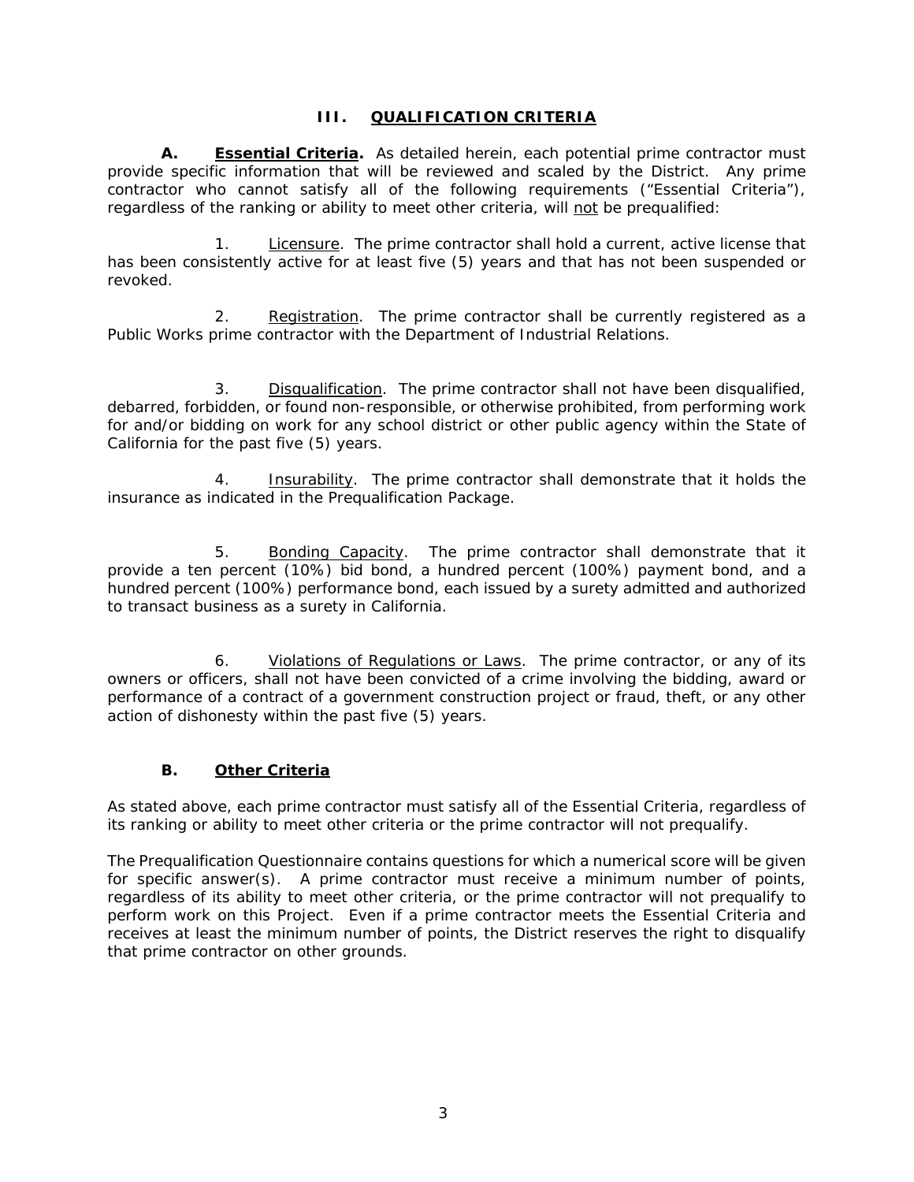## III. QUALIFICATION CRITERIA

**A. Essential Criteria.** As detailed herein, each potential prime contractor must provide specific information that will be reviewed and scaled by the District. Any prime contractor who cannot satisfy all of the following requirements ("Essential Criteria"), regardless of the ranking or ability to meet other criteria, will not be prequalified:

1. Licensure. The prime contractor shall hold a current, active license that has been consistently active for at least five (5) years and that has not been suspended or revoked.

2. Registration. The prime contractor shall be currently registered as a Public Works prime contractor with the Department of Industrial Relations.

3. Disqualification. The prime contractor shall not have been disqualified, debarred, forbidden, or found non-responsible, or otherwise prohibited, from performing work for and/or bidding on work for any school district or other public agency within the State of California for the past five (5) years.

4. Insurability. The prime contractor shall demonstrate that it holds the insurance as indicated in the Prequalification Package.

5. Bonding Capacity. The prime contractor shall demonstrate that it provide a ten percent (10%) bid bond, a hundred percent (100%) payment bond, and a hundred percent (100%) performance bond, each issued by a surety admitted and authorized to transact business as a surety in California.

6. Violations of Regulations or Laws. The prime contractor, or any of its owners or officers, shall not have been convicted of a crime involving the bidding, award or performance of a contract of a government construction project or fraud, theft, or any other action of dishonesty within the past five (5) years.

**B. Other Criteria**

As stated above, each prime contractor must satisfy all of the Essential Criteria, regardless of its ranking or ability to meet other criteria or the prime contractor will not prequalify.

The Prequalification Questionnaire contains questions for which a numerical score will be given for specific answer(s). A prime contractor must receive a minimum number of points, regardless of its ability to meet other criteria, or the prime contractor will not prequalify to perform work on this Project. Even if a prime contractor meets the Essential Criteria and receives at least the minimum number of points, the District reserves the right to disqualify that prime contractor on other grounds.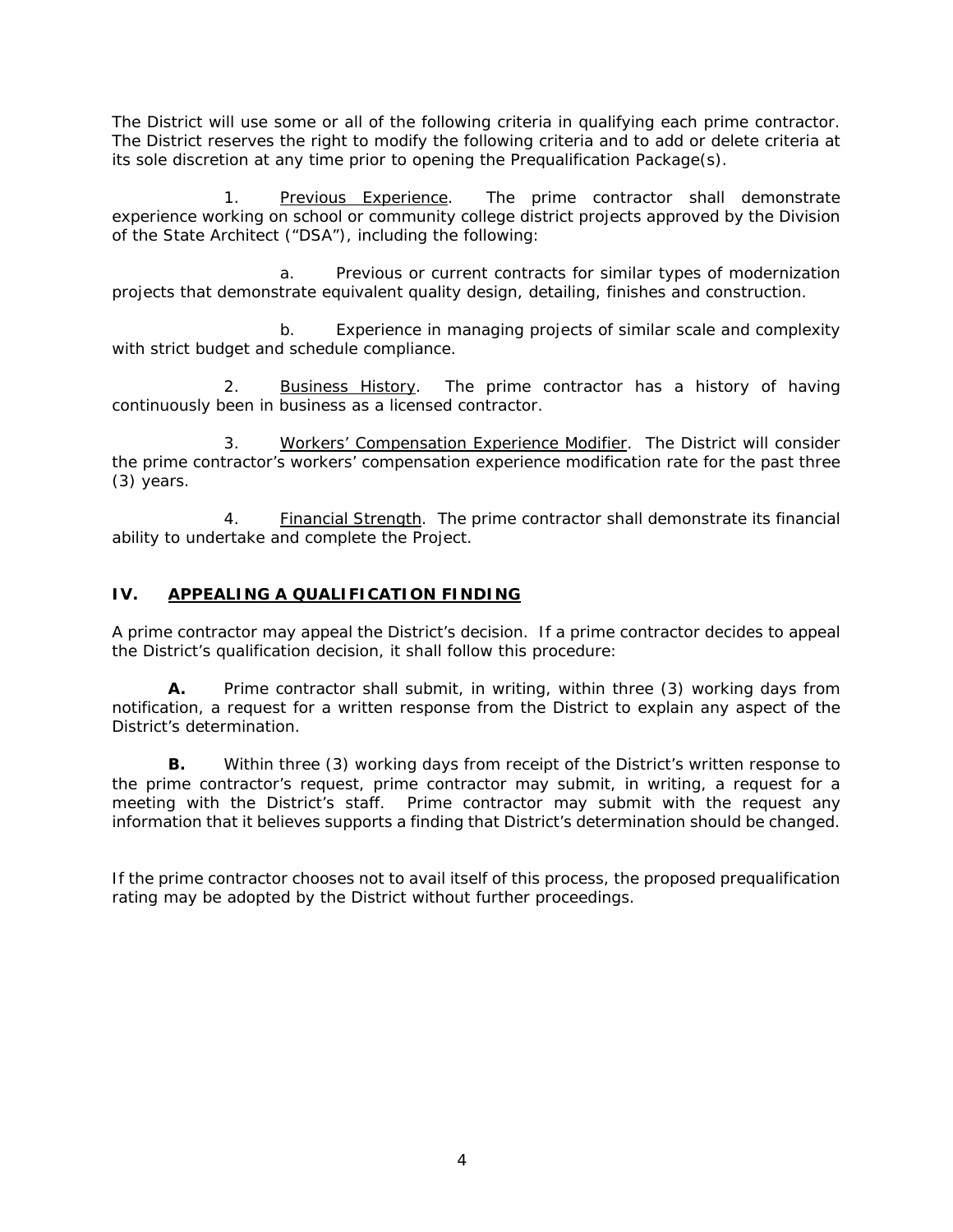The District will use some or all of the following criteria in qualifying each prime contractor. The District reserves the right to modify the following criteria and to add or delete criteria at its sole discretion at any time prior to opening the Prequalification Package(s).

1. Previous Experience. The prime contractor shall demonstrate experience working on school or community college district projects approved by the Division of the State Architect ("DSA"), including the following:

   a. Previous or current contracts for similar types of modernization projects that demonstrate equivalent quality design, detailing, finishes and construction.

   b. Experience in managing projects of similar scale and complexity with strict budget and schedule compliance.

2. Business History. The prime contractor has a history of having continuously been in business as a licensed contractor.

3. Workers' Compensation Experience Modifier. The District will consider the prime contractor's workers' compensation experience modification rate for the past three (3) years.

4. Financial Strength. The prime contractor shall demonstrate its financial ability to undertake and complete the Project.

## IV. APPEALING A QUALIFICATION FINDING

A prime contractor may appeal the District's decision. If a prime contractor decides to appeal the District's qualification decision, it shall follow this procedure:

**A.** Prime contractor shall submit, in writing, within three (3) working days from notification, a request for a written response from the District to explain any aspect of the District's determination.

**B.** Within three (3) working days from receipt of the District's written response to the prime contractor's request, prime contractor may submit, in writing, a request for a meeting with the District's staff. Prime contractor may submit with the request any information that it believes supports a finding that District's determination should be changed.

If the prime contractor chooses not to avail itself of this process, the proposed prequalification rating may be adopted by the District without further proceedings.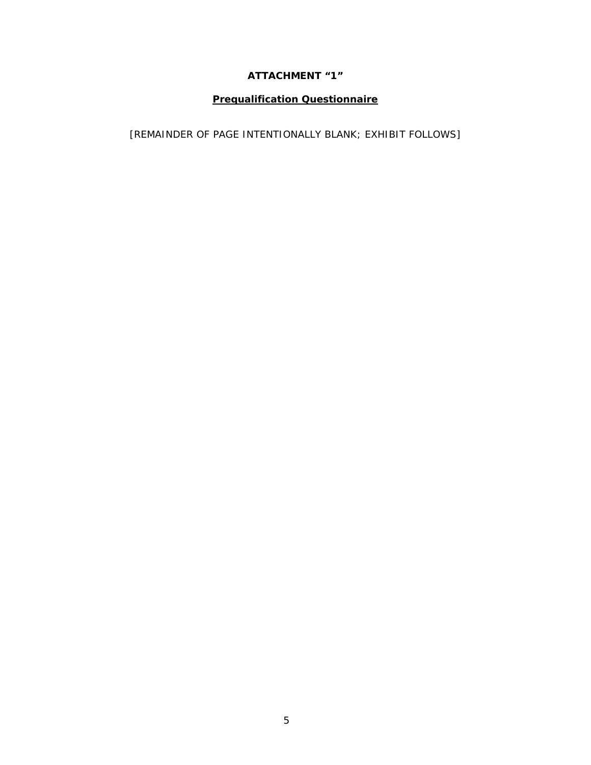**ATTACHMENT “1”**

**Prequalification Questionnaire**

[REMAINDER OF PAGE INTENTIONALLY BLANK; EXHIBIT FOLLOWS]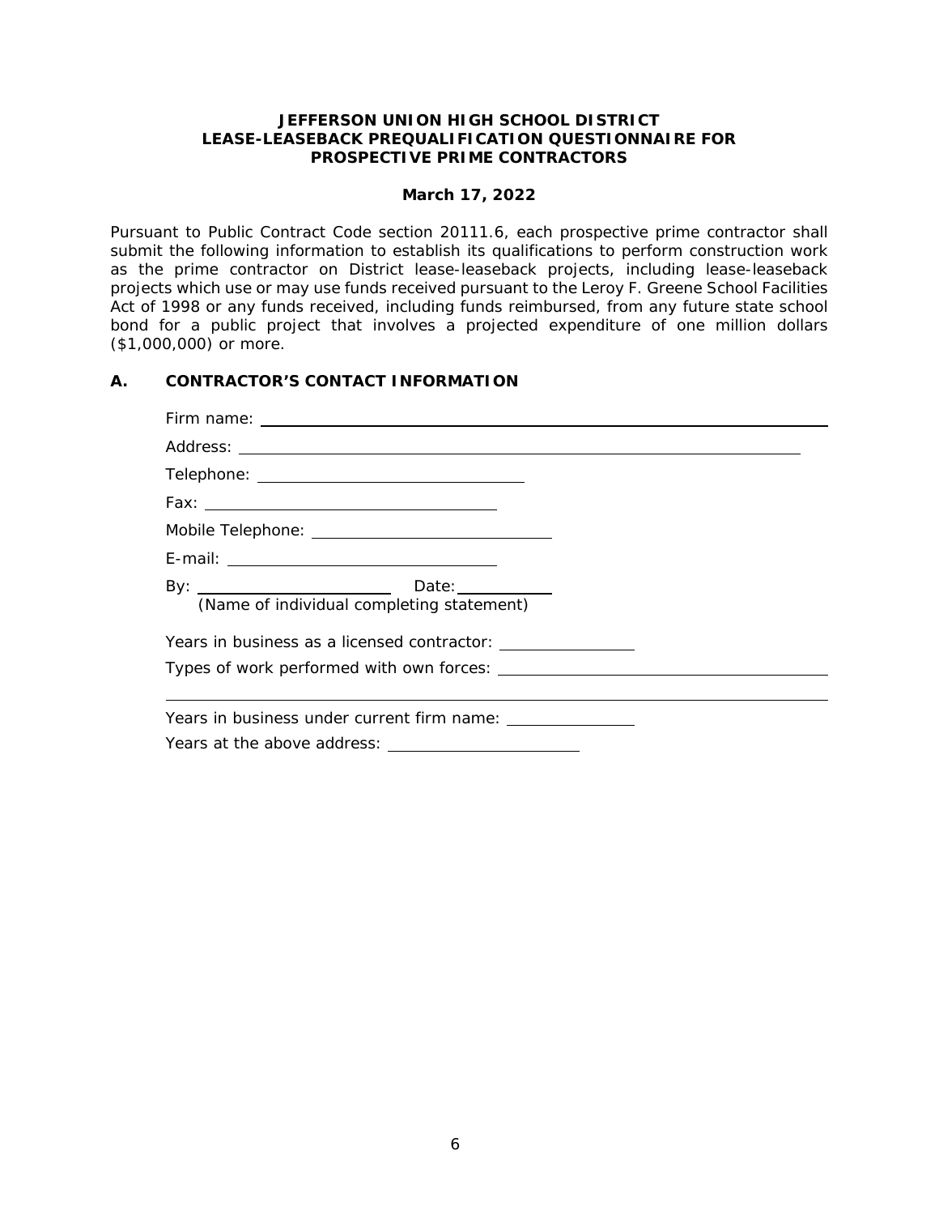**JEFFERSON UNION HIGH SCHOOL DISTRICT**
**LEASE-LEASEBACK PREQUALIFICATION QUESTIONNAIRE FOR PROSPECTIVE PRIME CONTRACTORS**

**March 17, 2022**

Pursuant to Public Contract Code section 20111.6, each prospective prime contractor shall submit the following information to establish its qualifications to perform construction work as the prime contractor on District lease-leaseback projects, including lease-leaseback projects which use or may use funds received pursuant to the Leroy F. Greene School Facilities Act of 1998 or any funds received, including funds reimbursed, from any future state school bond for a public project that involves a projected expenditure of one million dollars ($1,000,000) or more.

## A. CONTRACTOR'S CONTACT INFORMATION

Firm name: ______________________________________________

Address: ______________________________________________

Telephone: ______________________

Fax: ______________________

Mobile Telephone: ______________________

E-mail: ______________________

By: ______________________ Date: ____________
(Name of individual completing statement)

Years in business as a licensed contractor: ____________

Types of work performed with own forces: ______________________________

______________________________________________

Years in business under current firm name: ____________

Years at the above address: ______________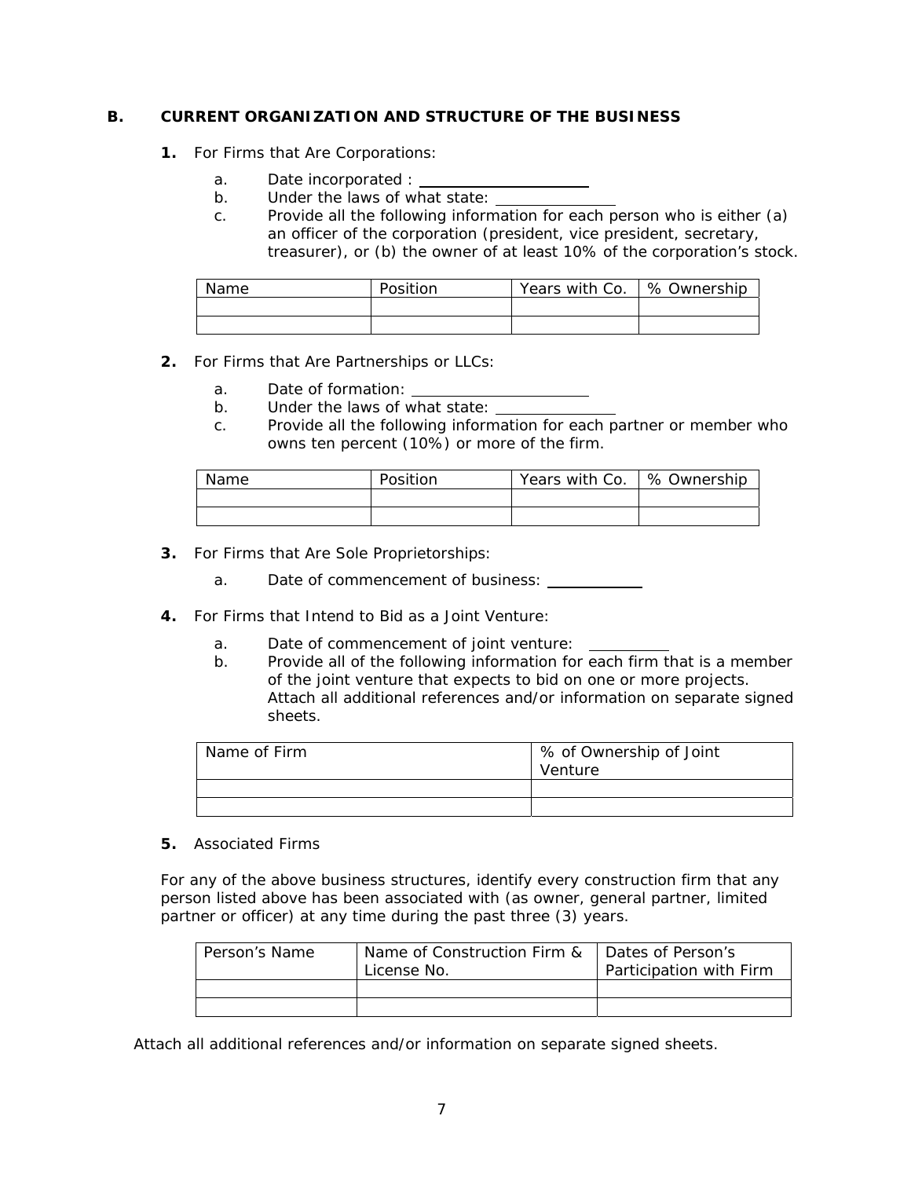## B. CURRENT ORGANIZATION AND STRUCTURE OF THE BUSINESS

**1.** For Firms that Are Corporations:

a. Date incorporated : \_\_\_\_\_\_\_\_\_\_\_\_\_\_\_\_\_\_\_\_

b. Under the laws of what state: \_\_\_\_\_\_\_\_\_\_\_\_\_\_\_

c. Provide all the following information for each person who is either (a) an officer of the corporation (president, vice president, secretary, treasurer), or (b) the owner of at least 10% of the corporation's stock.

| Name | Position | Years with Co. | % Ownership |
|---|---|---|---|
| | | | |
| | | | |

**2.** For Firms that Are Partnerships or LLCs:

a. Date of formation: \_\_\_\_\_\_\_\_\_\_\_\_\_\_\_\_\_\_\_\_

b. Under the laws of what state: \_\_\_\_\_\_\_\_\_\_\_\_\_\_\_

c. Provide all the following information for each partner or member who owns ten percent (10%) or more of the firm.

| Name | Position | Years with Co. | % Ownership |
|---|---|---|---|
| | | | |
| | | | |

**3.** For Firms that Are Sole Proprietorships:

a. Date of commencement of business: \_\_\_\_\_\_\_\_\_\_\_\_

**4.** For Firms that Intend to Bid as a Joint Venture:

a. Date of commencement of joint venture: \_\_\_\_\_\_\_\_\_\_

b. Provide all of the following information for each firm that is a member of the joint venture that expects to bid on one or more projects. Attach all additional references and/or information on separate signed sheets.

| Name of Firm | % of Ownership of Joint Venture |
|---|---|
| | |
| | |

**5.** Associated Firms

For any of the above business structures, identify every construction firm that any person listed above has been associated with (as owner, general partner, limited partner or officer) at any time during the past three (3) years.

| Person's Name | Name of Construction Firm & License No. | Dates of Person's Participation with Firm |
|---|---|---|
| | | |
| | | |

Attach all additional references and/or information on separate signed sheets.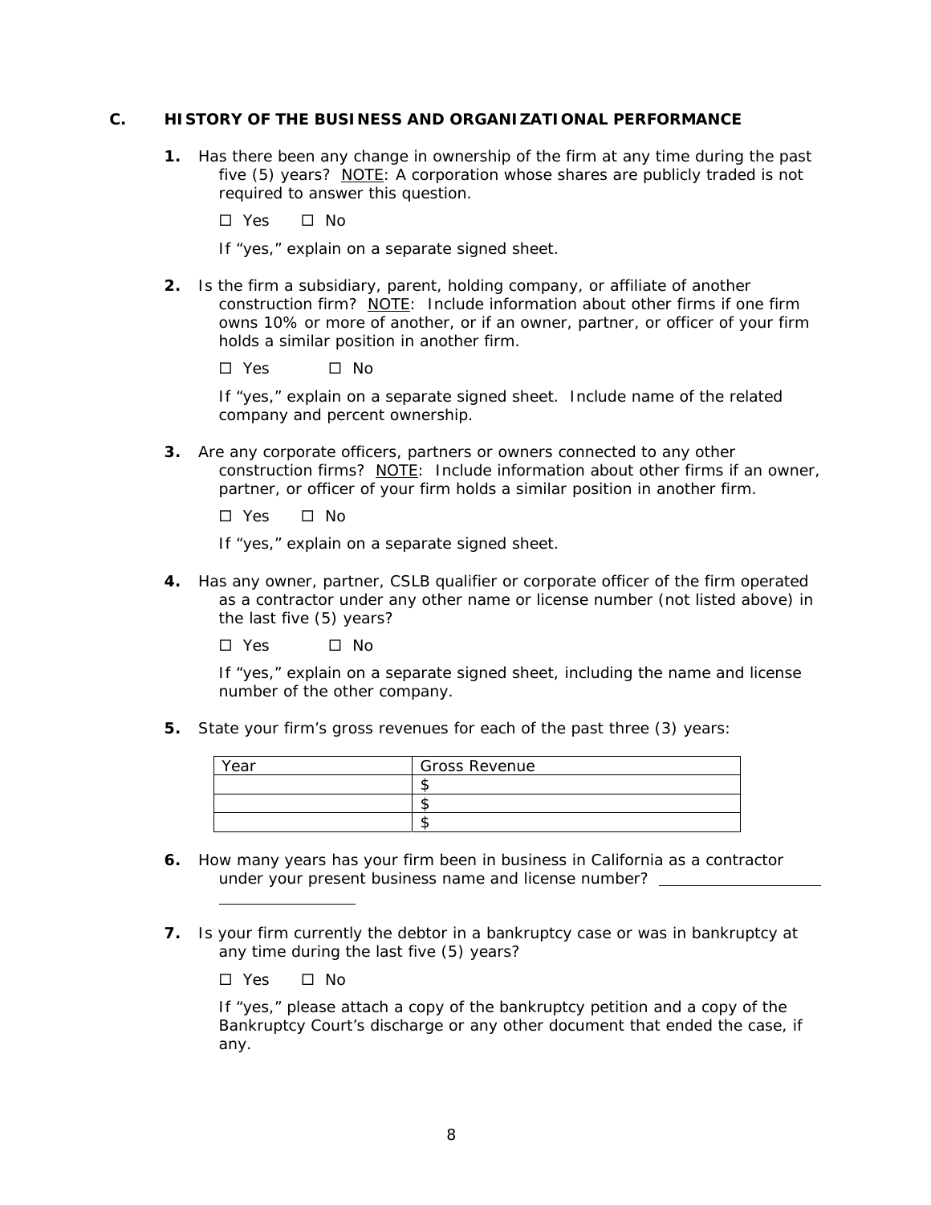## C. HISTORY OF THE BUSINESS AND ORGANIZATIONAL PERFORMANCE

**1.** Has there been any change in ownership of the firm at any time during the past five (5) years? NOTE: A corporation whose shares are publicly traded is not required to answer this question.

☐ Yes ☐ No

If "yes," explain on a separate signed sheet.

**2.** Is the firm a subsidiary, parent, holding company, or affiliate of another construction firm? NOTE: Include information about other firms if one firm owns 10% or more of another, or if an owner, partner, or officer of your firm holds a similar position in another firm.

☐ Yes ☐ No

If "yes," explain on a separate signed sheet. Include name of the related company and percent ownership.

**3.** Are any corporate officers, partners or owners connected to any other construction firms? NOTE: Include information about other firms if an owner, partner, or officer of your firm holds a similar position in another firm.

☐ Yes ☐ No

If "yes," explain on a separate signed sheet.

**4.** Has any owner, partner, CSLB qualifier or corporate officer of the firm operated as a contractor under any other name or license number (not listed above) in the last five (5) years?

☐ Yes ☐ No

If "yes," explain on a separate signed sheet, including the name and license number of the other company.

**5.** State your firm's gross revenues for each of the past three (3) years:

| Year | Gross Revenue |
| --- | --- |
| | $ |
| | $ |
| | $ |

**6.** How many years has your firm been in business in California as a contractor under your present business name and license number? ____________________

**7.** Is your firm currently the debtor in a bankruptcy case or was in bankruptcy at any time during the last five (5) years?

☐ Yes ☐ No

If "yes," please attach a copy of the bankruptcy petition and a copy of the Bankruptcy Court's discharge or any other document that ended the case, if any.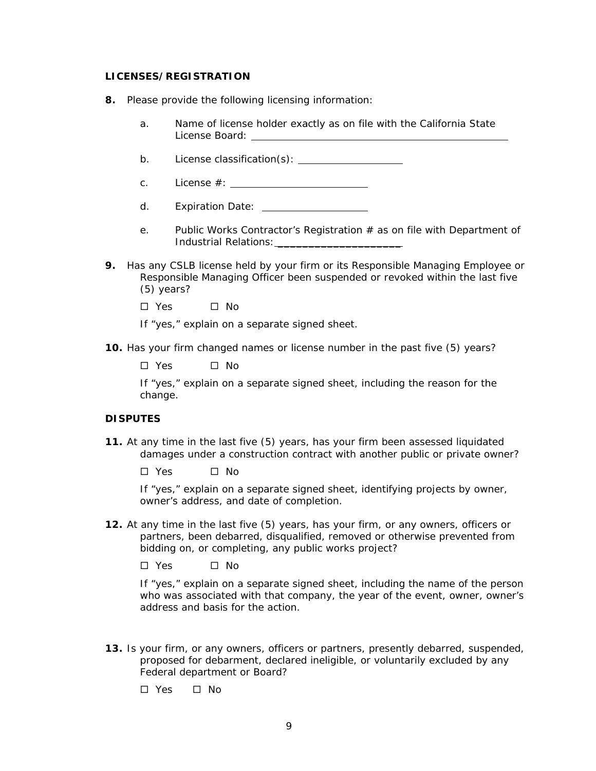**LICENSES/REGISTRATION**

**8.** Please provide the following licensing information:

a. Name of license holder exactly as on file with the California State License Board: ______________________________________________

b. License classification(s): ____________________

c. License #: __________________________

d. Expiration Date: ____________________

e. Public Works Contractor's Registration # as on file with Department of Industrial Relations: ______________________

**9.** Has any CSLB license held by your firm or its Responsible Managing Employee or Responsible Managing Officer been suspended or revoked within the last five (5) years?

☐ Yes ☐ No

If "yes," explain on a separate signed sheet.

**10.** Has your firm changed names or license number in the past five (5) years?

☐ Yes ☐ No

If "yes," explain on a separate signed sheet, including the reason for the change.

**DISPUTES**

**11.** At any time in the last five (5) years, has your firm been assessed liquidated damages under a construction contract with another public or private owner?

☐ Yes ☐ No

If "yes," explain on a separate signed sheet, identifying projects by owner, owner's address, and date of completion.

**12.** At any time in the last five (5) years, has your firm, or any owners, officers or partners, been debarred, disqualified, removed or otherwise prevented from bidding on, or completing, any public works project?

☐ Yes ☐ No

If "yes," explain on a separate signed sheet, including the name of the person who was associated with that company, the year of the event, owner, owner's address and basis for the action.

**13.** Is your firm, or any owners, officers or partners, presently debarred, suspended, proposed for debarment, declared ineligible, or voluntarily excluded by any Federal department or Board?

☐ Yes ☐ No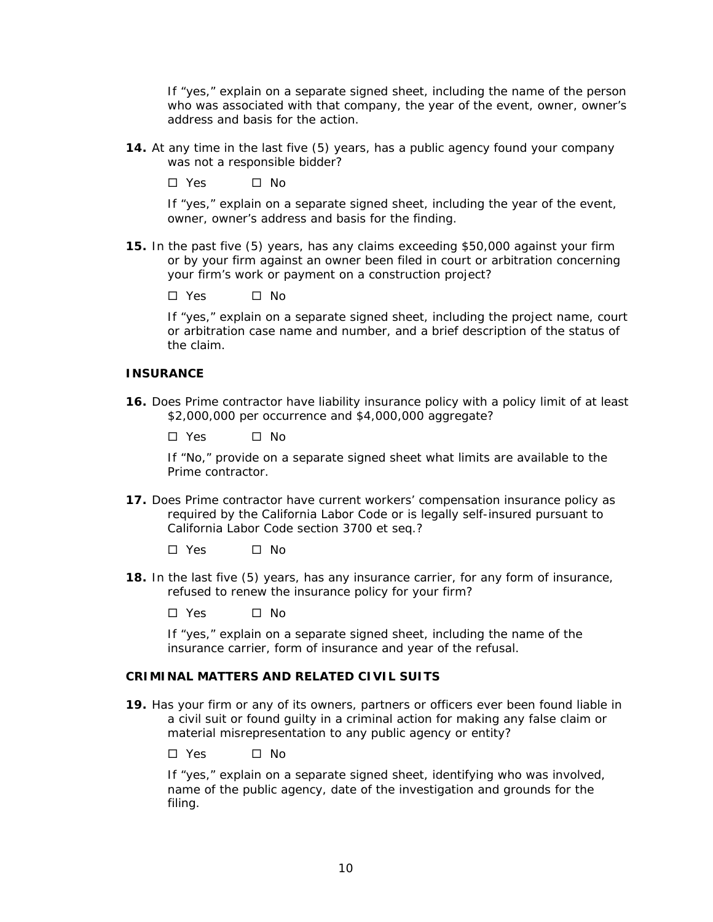If "yes," explain on a separate signed sheet, including the name of the person who was associated with that company, the year of the event, owner, owner's address and basis for the action.

**14.** At any time in the last five (5) years, has a public agency found your company was not a responsible bidder?

☐ Yes ☐ No

If "yes," explain on a separate signed sheet, including the year of the event, owner, owner's address and basis for the finding.

**15.** In the past five (5) years, has any claims exceeding $50,000 against your firm or by your firm against an owner been filed in court or arbitration concerning your firm's work or payment on a construction project?

☐ Yes ☐ No

If "yes," explain on a separate signed sheet, including the project name, court or arbitration case name and number, and a brief description of the status of the claim.

**INSURANCE**

**16.** Does Prime contractor have liability insurance policy with a policy limit of at least $2,000,000 per occurrence and $4,000,000 aggregate?

☐ Yes ☐ No

If "No," provide on a separate signed sheet what limits are available to the Prime contractor.

**17.** Does Prime contractor have current workers' compensation insurance policy as required by the California Labor Code or is legally self-insured pursuant to California Labor Code section 3700 et seq.?

☐ Yes ☐ No

**18.** In the last five (5) years, has any insurance carrier, for any form of insurance, refused to renew the insurance policy for your firm?

☐ Yes ☐ No

If "yes," explain on a separate signed sheet, including the name of the insurance carrier, form of insurance and year of the refusal.

**CRIMINAL MATTERS AND RELATED CIVIL SUITS**

**19.** Has your firm or any of its owners, partners or officers ever been found liable in a civil suit or found guilty in a criminal action for making any false claim or material misrepresentation to any public agency or entity?

☐ Yes ☐ No

If "yes," explain on a separate signed sheet, identifying who was involved, name of the public agency, date of the investigation and grounds for the filing.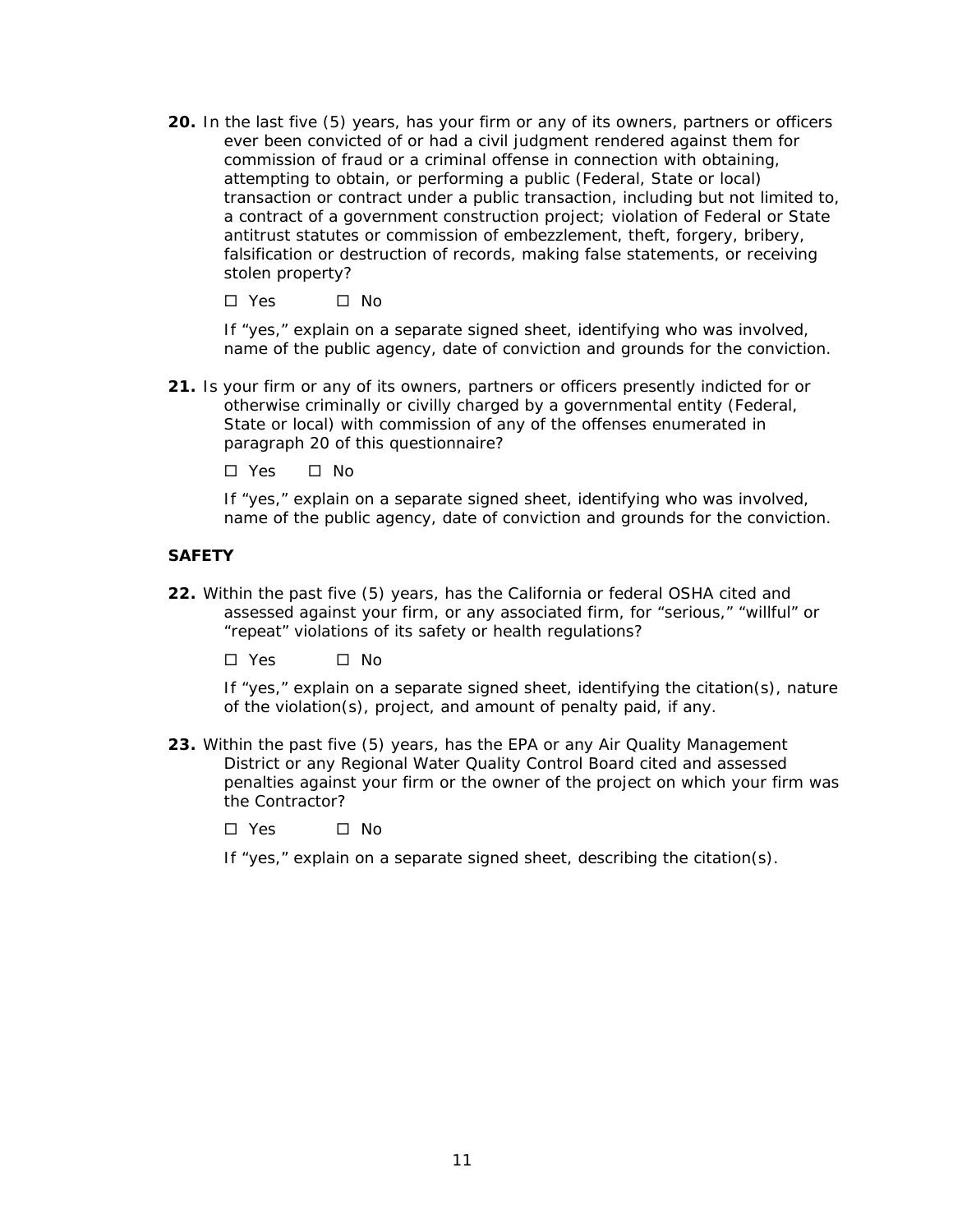**20.** In the last five (5) years, has your firm or any of its owners, partners or officers ever been convicted of or had a civil judgment rendered against them for commission of fraud or a criminal offense in connection with obtaining, attempting to obtain, or performing a public (Federal, State or local) transaction or contract under a public transaction, including but not limited to, a contract of a government construction project; violation of Federal or State antitrust statutes or commission of embezzlement, theft, forgery, bribery, falsification or destruction of records, making false statements, or receiving stolen property?

☐ Yes ☐ No

If "yes," explain on a separate signed sheet, identifying who was involved, name of the public agency, date of conviction and grounds for the conviction.

**21.** Is your firm or any of its owners, partners or officers presently indicted for or otherwise criminally or civilly charged by a governmental entity (Federal, State or local) with commission of any of the offenses enumerated in paragraph 20 of this questionnaire?

☐ Yes ☐ No

If "yes," explain on a separate signed sheet, identifying who was involved, name of the public agency, date of conviction and grounds for the conviction.

**SAFETY**

**22.** Within the past five (5) years, has the California or federal OSHA cited and assessed against your firm, or any associated firm, for "serious," "willful" or "repeat" violations of its safety or health regulations?

☐ Yes ☐ No

If "yes," explain on a separate signed sheet, identifying the citation(s), nature of the violation(s), project, and amount of penalty paid, if any.

**23.** Within the past five (5) years, has the EPA or any Air Quality Management District or any Regional Water Quality Control Board cited and assessed penalties against your firm or the owner of the project on which your firm was the Contractor?

☐ Yes ☐ No

If "yes," explain on a separate signed sheet, describing the citation(s).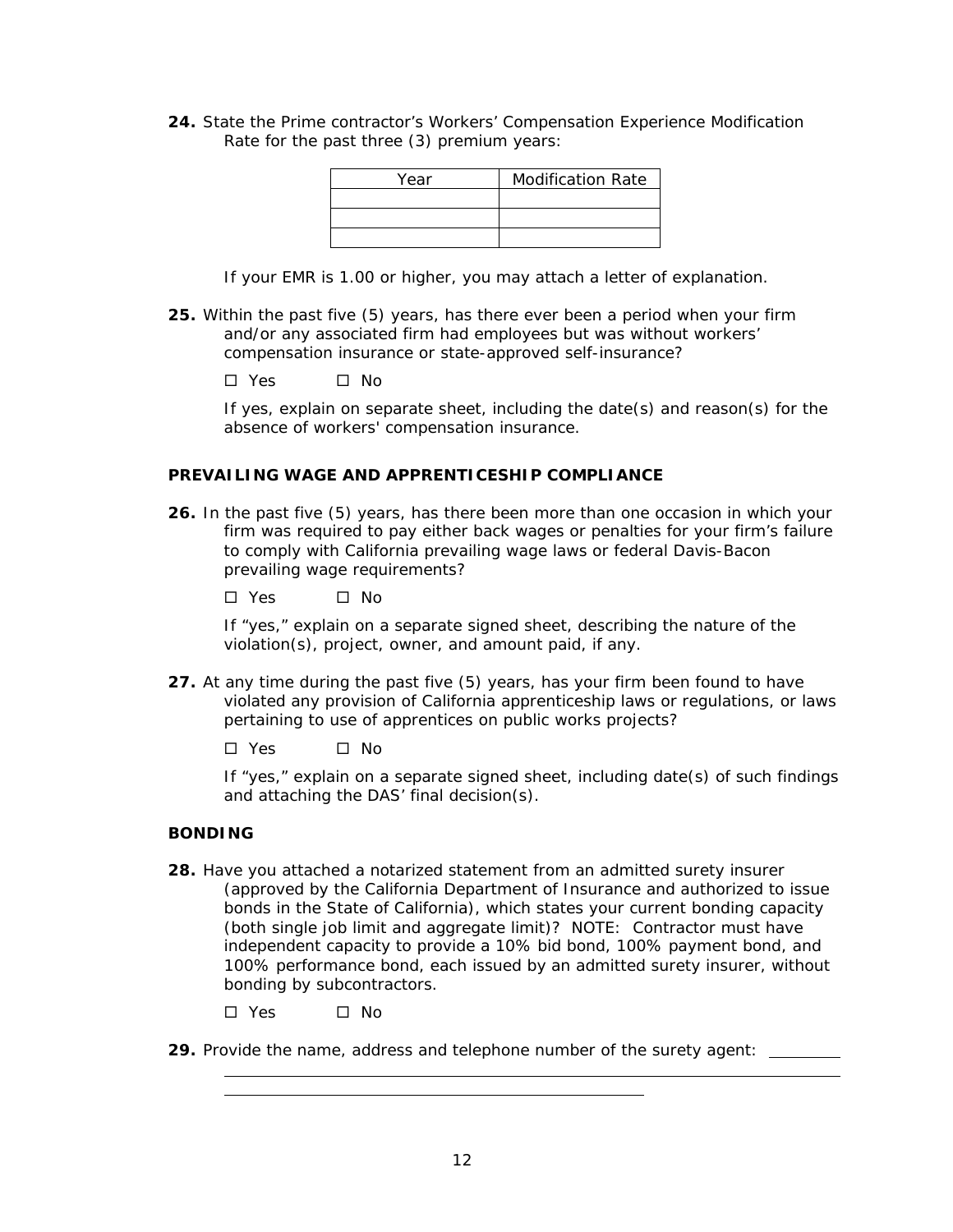**24.** State the Prime contractor's Workers' Compensation Experience Modification Rate for the past three (3) premium years:

| Year | Modification Rate |
|---|---|
| | |
| | |
| | |

If your EMR is 1.00 or higher, you may attach a letter of explanation.

**25.** Within the past five (5) years, has there ever been a period when your firm and/or any associated firm had employees but was without workers' compensation insurance or state-approved self-insurance?

☐ Yes ☐ No

If yes, explain on separate sheet, including the date(s) and reason(s) for the absence of workers' compensation insurance.

### PREVAILING WAGE AND APPRENTICESHIP COMPLIANCE

**26.** In the past five (5) years, has there been more than one occasion in which your firm was required to pay either back wages or penalties for your firm's failure to comply with California prevailing wage laws or federal Davis-Bacon prevailing wage requirements?

☐ Yes ☐ No

If "yes," explain on a separate signed sheet, describing the nature of the violation(s), project, owner, and amount paid, if any.

**27.** At any time during the past five (5) years, has your firm been found to have violated any provision of California apprenticeship laws or regulations, or laws pertaining to use of apprentices on public works projects?

☐ Yes ☐ No

If "yes," explain on a separate signed sheet, including date(s) of such findings and attaching the DAS' final decision(s).

### BONDING

**28.** Have you attached a notarized statement from an admitted surety insurer (approved by the California Department of Insurance and authorized to issue bonds in the State of California), which states your current bonding capacity (both single job limit and aggregate limit)? NOTE: Contractor must have independent capacity to provide a 10% bid bond, 100% payment bond, and 100% performance bond, each issued by an admitted surety insurer, without bonding by subcontractors.

☐ Yes ☐ No

**29.** Provide the name, address and telephone number of the surety agent: \_\_\_\_\_\_\_\_\_\_

\_\_\_\_\_\_\_\_\_\_\_\_\_\_\_\_\_\_\_\_\_\_\_\_\_\_\_\_\_\_\_\_\_\_\_\_\_\_\_\_\_\_\_\_\_\_\_\_\_\_\_\_

\_\_\_\_\_\_\_\_\_\_\_\_\_\_\_\_\_\_\_\_\_\_\_\_\_\_\_\_\_\_\_\_\_\_\_\_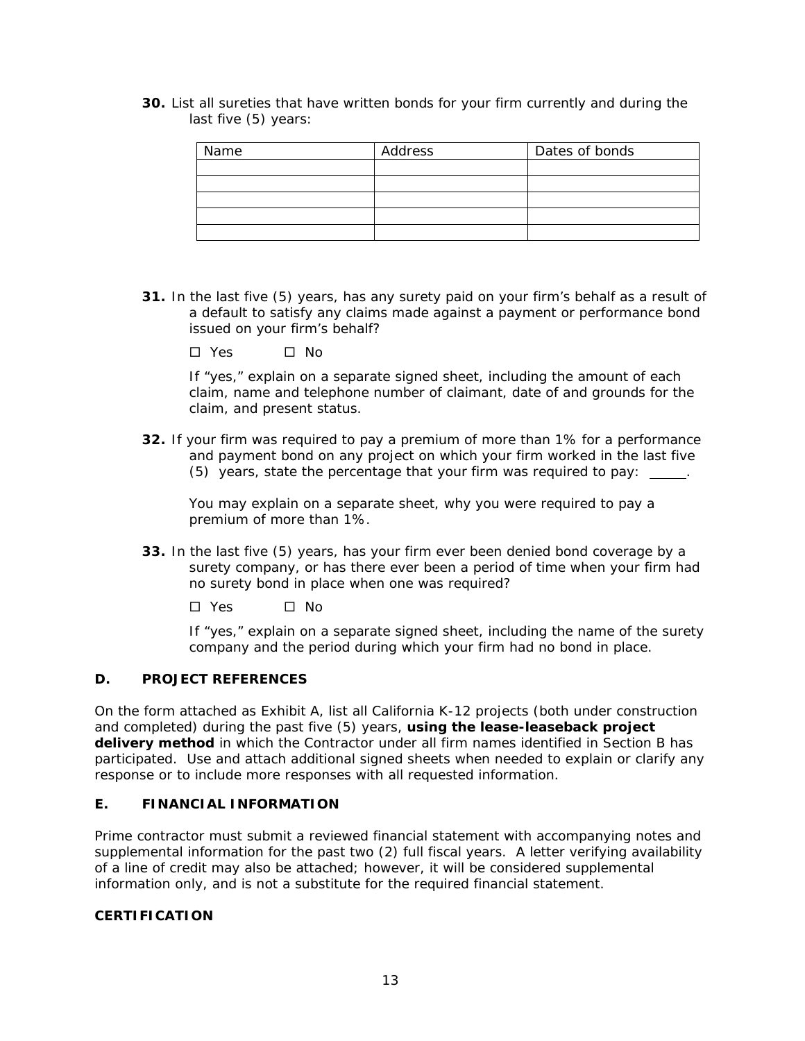**30.** List all sureties that have written bonds for your firm currently and during the last five (5) years:

| Name | Address | Dates of bonds |
| --- | --- | --- |
| | | |
| | | |
| | | |
| | | |
| | | |

**31.** In the last five (5) years, has any surety paid on your firm's behalf as a result of a default to satisfy any claims made against a payment or performance bond issued on your firm's behalf?

☐ Yes ☐ No

If "yes," explain on a separate signed sheet, including the amount of each claim, name and telephone number of claimant, date of and grounds for the claim, and present status.

**32.** If your firm was required to pay a premium of more than 1% for a performance and payment bond on any project on which your firm worked in the last five (5) years, state the percentage that your firm was required to pay: _____.

You may explain on a separate sheet, why you were required to pay a premium of more than 1%.

**33.** In the last five (5) years, has your firm ever been denied bond coverage by a surety company, or has there ever been a period of time when your firm had no surety bond in place when one was required?

☐ Yes ☐ No

If "yes," explain on a separate signed sheet, including the name of the surety company and the period during which your firm had no bond in place.

## D. PROJECT REFERENCES

On the form attached as Exhibit A, list all California K-12 projects (both under construction and completed) during the past five (5) years, **using the lease-leaseback project delivery method** in which the Contractor under all firm names identified in Section B has participated. Use and attach additional signed sheets when needed to explain or clarify any response or to include more responses with all requested information.

## E. FINANCIAL INFORMATION

Prime contractor must submit a reviewed financial statement with accompanying notes and supplemental information for the past two (2) full fiscal years. A letter verifying availability of a line of credit may also be attached; however, it will be considered supplemental information only, and is not a substitute for the required financial statement.

## CERTIFICATION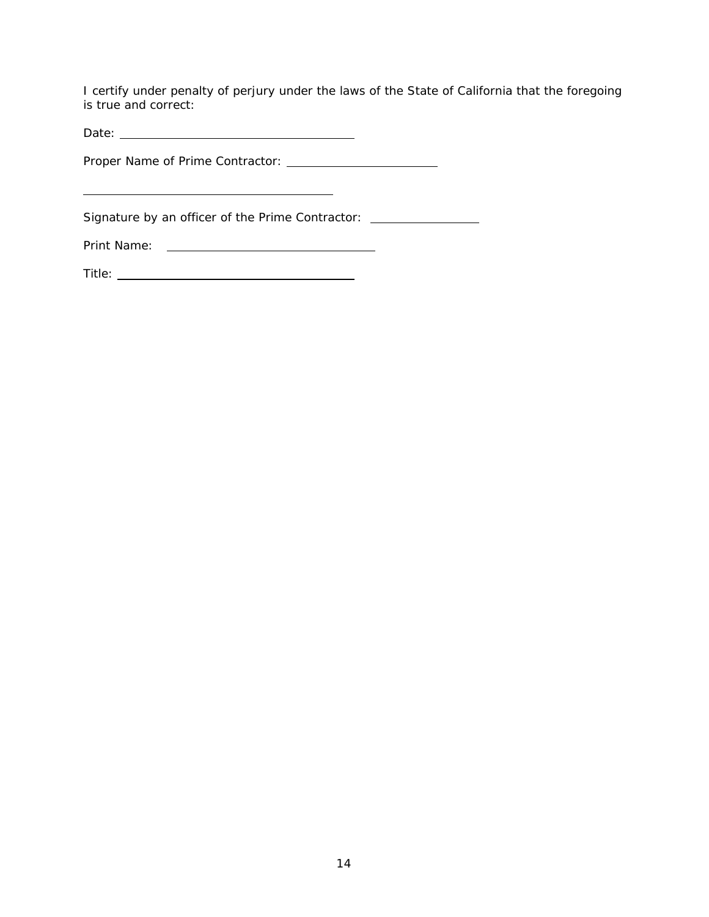I certify under penalty of perjury under the laws of the State of California that the foregoing is true and correct:

Date: ______________________________

Proper Name of Prime Contractor: ____________________

________________________________

Signature by an officer of the Prime Contractor: ______________

Print Name: ___________________________

Title: ______________________________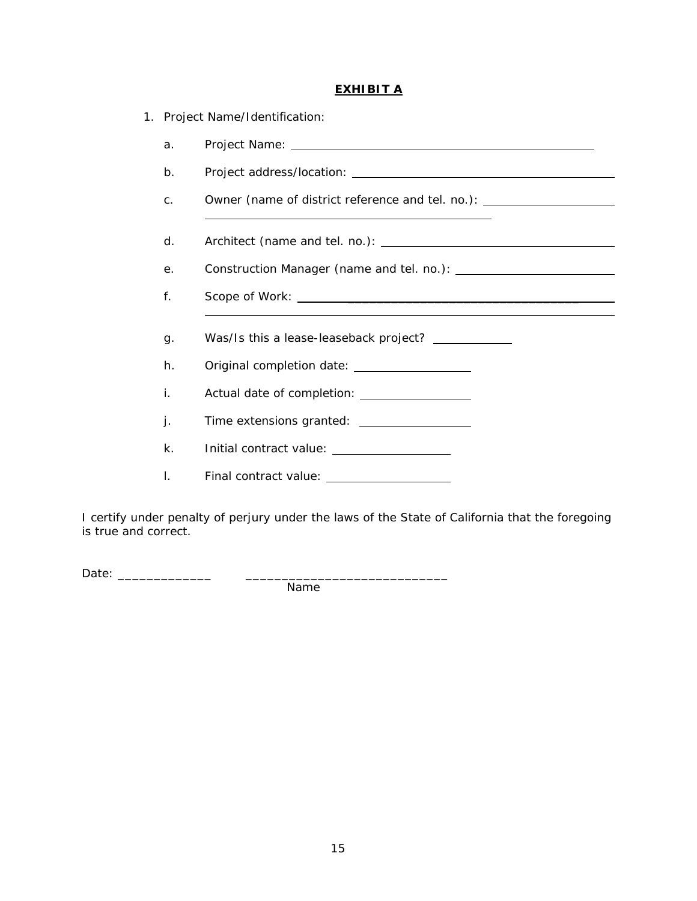**EXHIBIT A**

1. Project Name/Identification:

   a. Project Name: ______________________________

   b. Project address/location: ______________________________

   c. Owner (name of district reference and tel. no.): ______________________________

   d. Architect (name and tel. no.): ______________________________

   e. Construction Manager (name and tel. no.): ______________________________

   f. Scope of Work: ______________________________

   g. Was/Is this a lease-leaseback project? __________

   h. Original completion date: __________

   i. Actual date of completion: __________

   j. Time extensions granted: __________

   k. Initial contract value: __________

   l. Final contract value: __________

I certify under penalty of perjury under the laws of the State of California that the foregoing is true and correct.

Date: ______________ ____________________________
Name